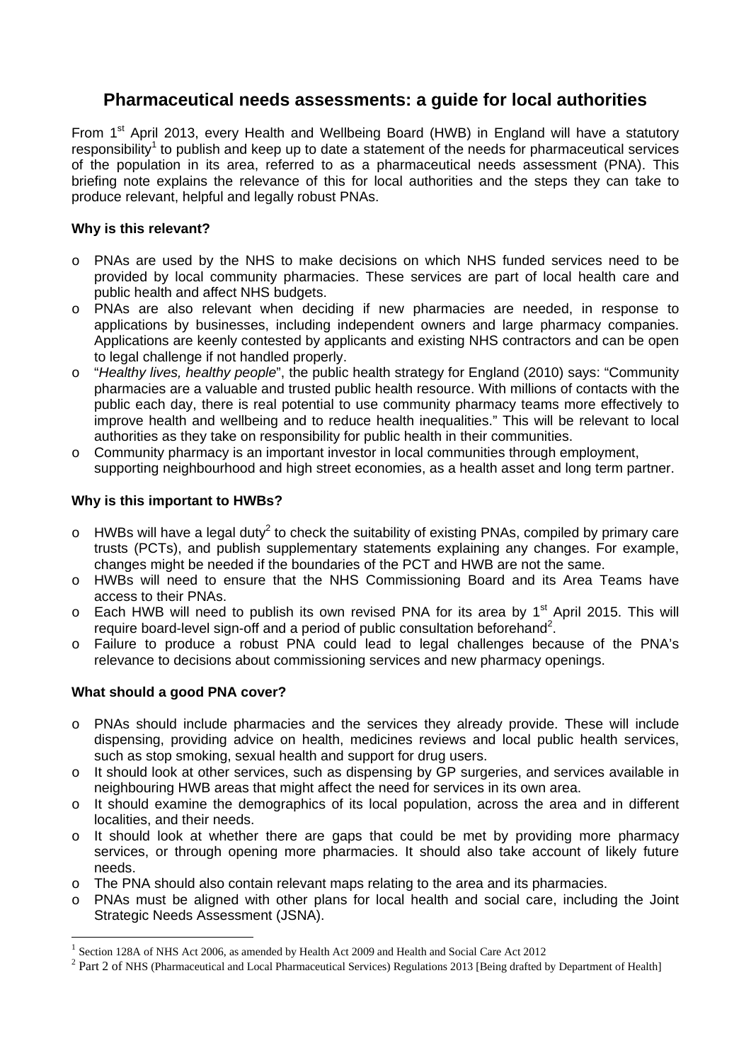# Pharmaceutical needs assessments: a guide for local authorities

From 1st April 2013, every Health and Wellbeing Board (HWB) in England will have a statutory responsibility[1] to publish and keep up to date a statement of the needs for pharmaceutical services of the population in its area, referred to as a pharmaceutical needs assessment (PNA). This briefing note explains the relevance of this for local authorities and the steps they can take to produce relevant, helpful and legally robust PNAs.

**Why is this relevant?**

- PNAs are used by the NHS to make decisions on which NHS funded services need to be provided by local community pharmacies. These services are part of local health care and public health and affect NHS budgets.
- PNAs are also relevant when deciding if new pharmacies are needed, in response to applications by businesses, including independent owners and large pharmacy companies. Applications are keenly contested by applicants and existing NHS contractors and can be open to legal challenge if not handled properly.
- "*Healthy lives, healthy people*", the public health strategy for England (2010) says: "Community pharmacies are a valuable and trusted public health resource. With millions of contacts with the public each day, there is real potential to use community pharmacy teams more effectively to improve health and wellbeing and to reduce health inequalities." This will be relevant to local authorities as they take on responsibility for public health in their communities.
- Community pharmacy is an important investor in local communities through employment, supporting neighbourhood and high street economies, as a health asset and long term partner.

**Why is this important to HWBs?**

- HWBs will have a legal duty[2] to check the suitability of existing PNAs, compiled by primary care trusts (PCTs), and publish supplementary statements explaining any changes. For example, changes might be needed if the boundaries of the PCT and HWB are not the same.
- HWBs will need to ensure that the NHS Commissioning Board and its Area Teams have access to their PNAs.
- Each HWB will need to publish its own revised PNA for its area by 1st April 2015. This will require board-level sign-off and a period of public consultation beforehand[2].
- Failure to produce a robust PNA could lead to legal challenges because of the PNA's relevance to decisions about commissioning services and new pharmacy openings.

**What should a good PNA cover?**

- PNAs should include pharmacies and the services they already provide. These will include dispensing, providing advice on health, medicines reviews and local public health services, such as stop smoking, sexual health and support for drug users.
- It should look at other services, such as dispensing by GP surgeries, and services available in neighbouring HWB areas that might affect the need for services in its own area.
- It should examine the demographics of its local population, across the area and in different localities, and their needs.
- It should look at whether there are gaps that could be met by providing more pharmacy services, or through opening more pharmacies. It should also take account of likely future needs.
- The PNA should also contain relevant maps relating to the area and its pharmacies.
- PNAs must be aligned with other plans for local health and social care, including the Joint Strategic Needs Assessment (JSNA).

---

[1] Section 128A of NHS Act 2006, as amended by Health Act 2009 and Health and Social Care Act 2012

[2] Part 2 of NHS (Pharmaceutical and Local Pharmaceutical Services) Regulations 2013 [Being drafted by Department of Health]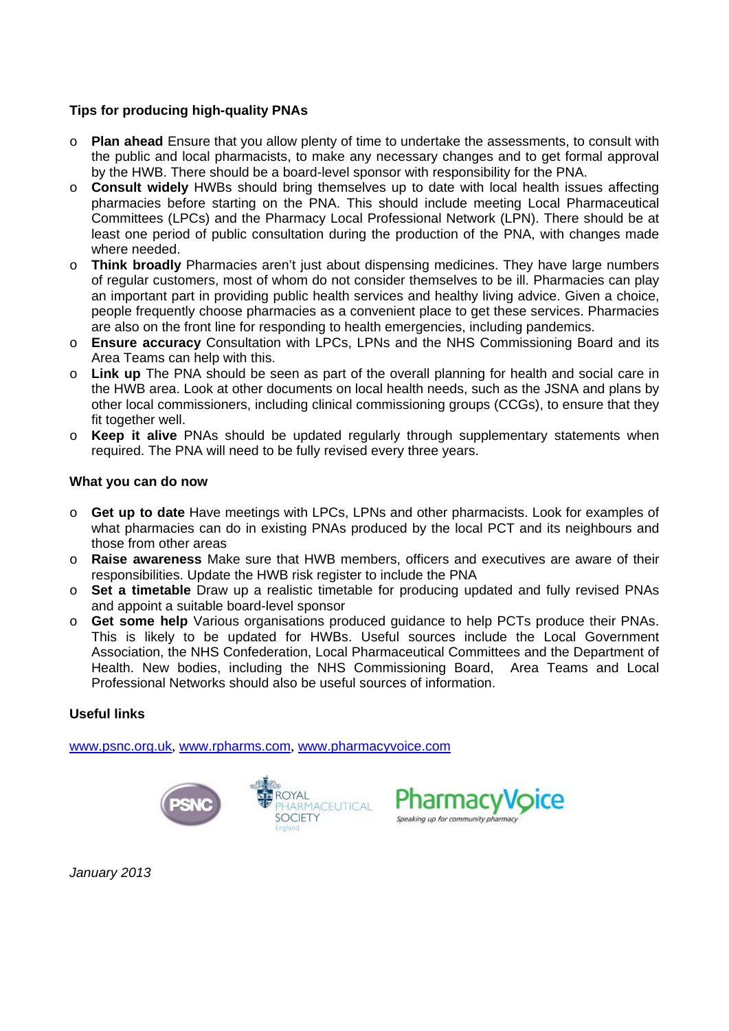**Tips for producing high-quality PNAs**

- **Plan ahead** Ensure that you allow plenty of time to undertake the assessments, to consult with the public and local pharmacists, to make any necessary changes and to get formal approval by the HWB. There should be a board-level sponsor with responsibility for the PNA.
- **Consult widely** HWBs should bring themselves up to date with local health issues affecting pharmacies before starting on the PNA. This should include meeting Local Pharmaceutical Committees (LPCs) and the Pharmacy Local Professional Network (LPN). There should be at least one period of public consultation during the production of the PNA, with changes made where needed.
- **Think broadly** Pharmacies aren't just about dispensing medicines. They have large numbers of regular customers, most of whom do not consider themselves to be ill. Pharmacies can play an important part in providing public health services and healthy living advice. Given a choice, people frequently choose pharmacies as a convenient place to get these services. Pharmacies are also on the front line for responding to health emergencies, including pandemics.
- **Ensure accuracy** Consultation with LPCs, LPNs and the NHS Commissioning Board and its Area Teams can help with this.
- **Link up** The PNA should be seen as part of the overall planning for health and social care in the HWB area. Look at other documents on local health needs, such as the JSNA and plans by other local commissioners, including clinical commissioning groups (CCGs), to ensure that they fit together well.
- **Keep it alive** PNAs should be updated regularly through supplementary statements when required. The PNA will need to be fully revised every three years.

**What you can do now**

- **Get up to date** Have meetings with LPCs, LPNs and other pharmacists. Look for examples of what pharmacies can do in existing PNAs produced by the local PCT and its neighbours and those from other areas
- **Raise awareness** Make sure that HWB members, officers and executives are aware of their responsibilities. Update the HWB risk register to include the PNA
- **Set a timetable** Draw up a realistic timetable for producing updated and fully revised PNAs and appoint a suitable board-level sponsor
- **Get some help** Various organisations produced guidance to help PCTs produce their PNAs. This is likely to be updated for HWBs. Useful sources include the Local Government Association, the NHS Confederation, Local Pharmaceutical Committees and the Department of Health. New bodies, including the NHS Commissioning Board, Area Teams and Local Professional Networks should also be useful sources of information.

**Useful links**

www.psnc.org.uk, www.rpharms.com, www.pharmacyvoice.com

*January 2013*